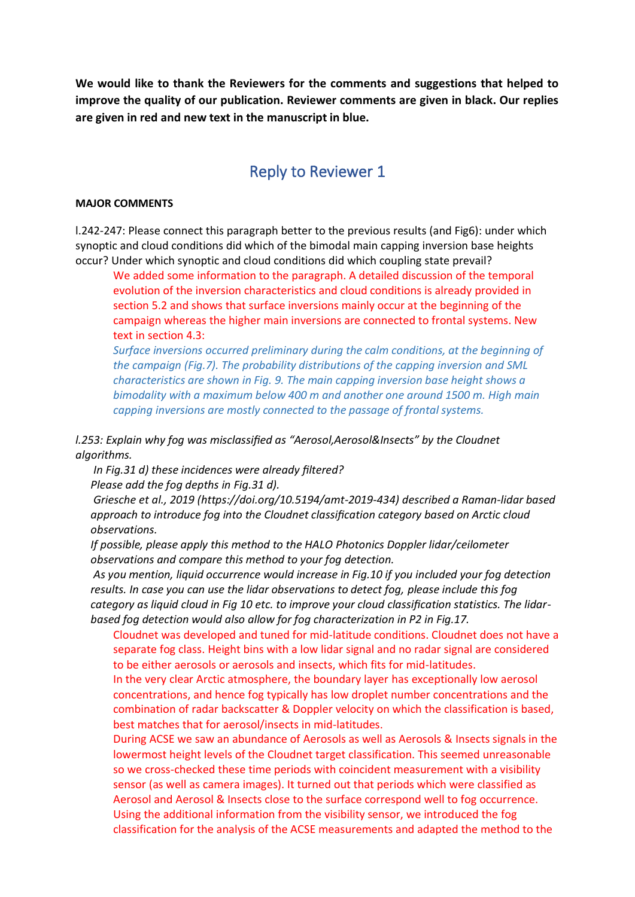**We would like to thank the Reviewers for the comments and suggestions that helped to improve the quality of our publication. Reviewer comments are given in black. Our replies are given in red and new text in the manuscript in blue.**

## Reply to Reviewer 1

**MAJOR COMMENTS**

l.242-247: Please connect this paragraph better to the previous results (and Fig6): under which synoptic and cloud conditions did which of the bimodal main capping inversion base heights occur? Under which synoptic and cloud conditions did which coupling state prevail?

> We added some information to the paragraph. A detailed discussion of the temporal evolution of the inversion characteristics and cloud conditions is already provided in section 5.2 and shows that surface inversions mainly occur at the beginning of the campaign whereas the higher main inversions are connected to frontal systems. New text in section 4.3:
>
> *Surface inversions occurred preliminary during the calm conditions, at the beginning of the campaign (Fig.7). The probability distributions of the capping inversion and SML characteristics are shown in Fig. 9. The main capping inversion base height shows a bimodality with a maximum below 400 m and another one around 1500 m. High main capping inversions are mostly connected to the passage of frontal systems.*

*l.253: Explain why fog was misclassified as "Aerosol,Aerosol&Insects" by the Cloudnet algorithms.*

*In Fig.31 d) these incidences were already filtered?*

*Please add the fog depths in Fig.31 d).*

*Griesche et al., 2019 (https://doi.org/10.5194/amt-2019-434) described a Raman-lidar based approach to introduce fog into the Cloudnet classification category based on Arctic cloud observations.*

*If possible, please apply this method to the HALO Photonics Doppler lidar/ceilometer observations and compare this method to your fog detection.*

*As you mention, liquid occurrence would increase in Fig.10 if you included your fog detection results. In case you can use the lidar observations to detect fog, please include this fog category as liquid cloud in Fig 10 etc. to improve your cloud classification statistics. The lidar-based fog detection would also allow for fog characterization in P2 in Fig.17.*

> Cloudnet was developed and tuned for mid-latitude conditions. Cloudnet does not have a separate fog class. Height bins with a low lidar signal and no radar signal are considered to be either aerosols or aerosols and insects, which fits for mid-latitudes.
>
> In the very clear Arctic atmosphere, the boundary layer has exceptionally low aerosol concentrations, and hence fog typically has low droplet number concentrations and the combination of radar backscatter & Doppler velocity on which the classification is based, best matches that for aerosol/insects in mid-latitudes.
>
> During ACSE we saw an abundance of Aerosols as well as Aerosols & Insects signals in the lowermost height levels of the Cloudnet target classification. This seemed unreasonable so we cross-checked these time periods with coincident measurement with a visibility sensor (as well as camera images). It turned out that periods which were classified as Aerosol and Aerosol & Insects close to the surface correspond well to fog occurrence. Using the additional information from the visibility sensor, we introduced the fog classification for the analysis of the ACSE measurements and adapted the method to the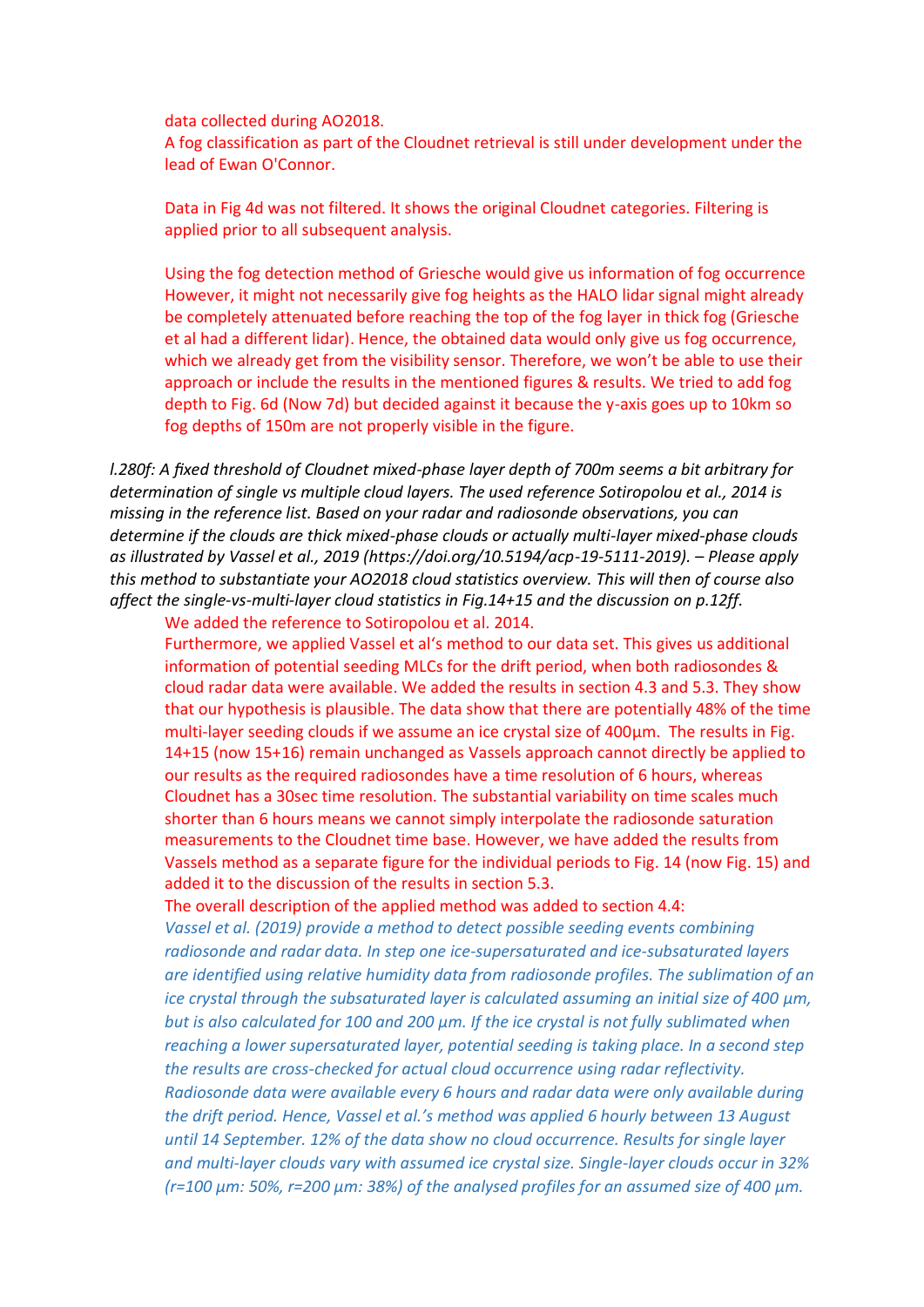data collected during AO2018.
A fog classification as part of the Cloudnet retrieval is still under development under the lead of Ewan O'Connor.

Data in Fig 4d was not filtered. It shows the original Cloudnet categories. Filtering is applied prior to all subsequent analysis.

Using the fog detection method of Griesche would give us information of fog occurrence However, it might not necessarily give fog heights as the HALO lidar signal might already be completely attenuated before reaching the top of the fog layer in thick fog (Griesche et al had a different lidar). Hence, the obtained data would only give us fog occurrence, which we already get from the visibility sensor. Therefore, we won't be able to use their approach or include the results in the mentioned figures & results. We tried to add fog depth to Fig. 6d (Now 7d) but decided against it because the y-axis goes up to 10km so fog depths of 150m are not properly visible in the figure.

*l.280f: A fixed threshold of Cloudnet mixed-phase layer depth of 700m seems a bit arbitrary for determination of single vs multiple cloud layers. The used reference Sotiropolou et al., 2014 is missing in the reference list. Based on your radar and radiosonde observations, you can determine if the clouds are thick mixed-phase clouds or actually multi-layer mixed-phase clouds as illustrated by Vassel et al., 2019 (https://doi.org/10.5194/acp-19-5111-2019). – Please apply this method to substantiate your AO2018 cloud statistics overview. This will then of course also affect the single-vs-multi-layer cloud statistics in Fig.14+15 and the discussion on p.12ff.*

We added the reference to Sotiropolou et al. 2014.
Furthermore, we applied Vassel et al's method to our data set. This gives us additional information of potential seeding MLCs for the drift period, when both radiosondes & cloud radar data were available. We added the results in section 4.3 and 5.3. They show that our hypothesis is plausible. The data show that there are potentially 48% of the time multi-layer seeding clouds if we assume an ice crystal size of 400µm. The results in Fig. 14+15 (now 15+16) remain unchanged as Vassels approach cannot directly be applied to our results as the required radiosondes have a time resolution of 6 hours, whereas Cloudnet has a 30sec time resolution. The substantial variability on time scales much shorter than 6 hours means we cannot simply interpolate the radiosonde saturation measurements to the Cloudnet time base. However, we have added the results from Vassels method as a separate figure for the individual periods to Fig. 14 (now Fig. 15) and added it to the discussion of the results in section 5.3.
The overall description of the applied method was added to section 4.4:
*Vassel et al. (2019) provide a method to detect possible seeding events combining radiosonde and radar data. In step one ice-supersaturated and ice-subsaturated layers are identified using relative humidity data from radiosonde profiles. The sublimation of an ice crystal through the subsaturated layer is calculated assuming an initial size of 400 µm, but is also calculated for 100 and 200 µm. If the ice crystal is not fully sublimated when reaching a lower supersaturated layer, potential seeding is taking place. In a second step the results are cross-checked for actual cloud occurrence using radar reflectivity. Radiosonde data were available every 6 hours and radar data were only available during the drift period. Hence, Vassel et al.'s method was applied 6 hourly between 13 August until 14 September. 12% of the data show no cloud occurrence. Results for single layer and multi-layer clouds vary with assumed ice crystal size. Single-layer clouds occur in 32% (r=100 µm: 50%, r=200 µm: 38%) of the analysed profiles for an assumed size of 400 µm.*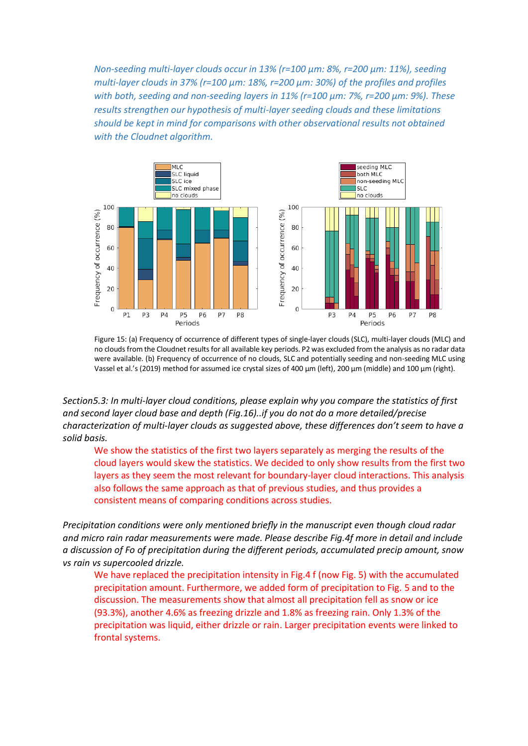*Non-seeding multi-layer clouds occur in 13% (r=100 µm: 8%, r=200 µm: 11%), seeding multi-layer clouds in 37% (r=100 µm: 18%, r=200 µm: 30%) of the profiles and profiles with both, seeding and non-seeding layers in 11% (r=100 µm: 7%, r=200 µm: 9%). These results strengthen our hypothesis of multi-layer seeding clouds and these limitations should be kept in mind for comparisons with other observational results not obtained with the Cloudnet algorithm.*

Figure 15: (a) Frequency of occurrence of different types of single-layer clouds (SLC), multi-layer clouds (MLC) and no clouds from the Cloudnet results for all available key periods. P2 was excluded from the analysis as no radar data were available. (b) Frequency of occurrence of no clouds, SLC and potentially seeding and non-seeding MLC using Vassel et al.'s (2019) method for assumed ice crystal sizes of 400 µm (left), 200 µm (middle) and 100 µm (right).

*Section5.3: In multi-layer cloud conditions, please explain why you compare the statistics of first and second layer cloud base and depth (Fig.16)..if you do not do a more detailed/precise characterization of multi-layer clouds as suggested above, these differences don't seem to have a solid basis.*

We show the statistics of the first two layers separately as merging the results of the cloud layers would skew the statistics. We decided to only show results from the first two layers as they seem the most relevant for boundary-layer cloud interactions. This analysis also follows the same approach as that of previous studies, and thus provides a consistent means of comparing conditions across studies.

*Precipitation conditions were only mentioned briefly in the manuscript even though cloud radar and micro rain radar measurements were made. Please describe Fig.4f more in detail and include a discussion of Fo of precipitation during the different periods, accumulated precip amount, snow vs rain vs supercooled drizzle.*

We have replaced the precipitation intensity in Fig.4 f (now Fig. 5) with the accumulated precipitation amount. Furthermore, we added form of precipitation to Fig. 5 and to the discussion. The measurements show that almost all precipitation fell as snow or ice (93.3%), another 4.6% as freezing drizzle and 1.8% as freezing rain. Only 1.3% of the precipitation was liquid, either drizzle or rain. Larger precipitation events were linked to frontal systems.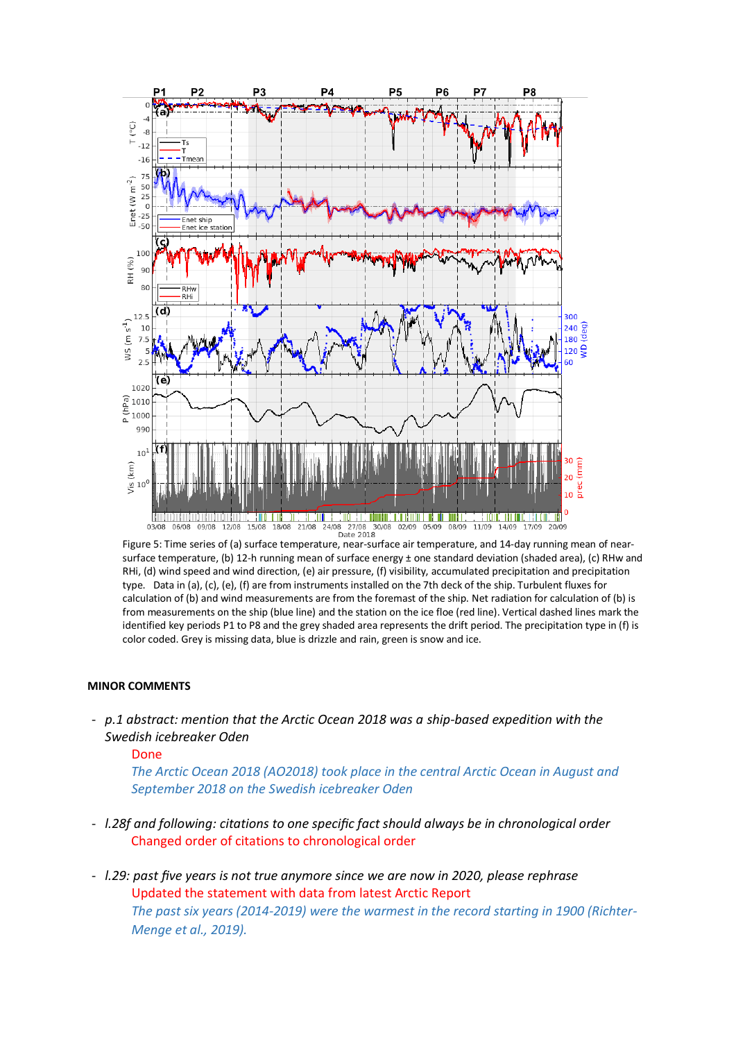Figure 5: Time series of (a) surface temperature, near-surface air temperature, and 14-day running mean of near-surface temperature, (b) 12-h running mean of surface energy ± one standard deviation (shaded area), (c) RHw and RHi, (d) wind speed and wind direction, (e) air pressure, (f) visibility, accumulated precipitation and precipitation type. Data in (a), (c), (e), (f) are from instruments installed on the 7th deck of the ship. Turbulent fluxes for calculation of (b) and wind measurements are from the foremast of the ship. Net radiation for calculation of (b) is from measurements on the ship (blue line) and the station on the ice floe (red line). Vertical dashed lines mark the identified key periods P1 to P8 and the grey shaded area represents the drift period. The precipitation type in (f) is color coded. Grey is missing data, blue is drizzle and rain, green is snow and ice.

**MINOR COMMENTS**

- *p.1 abstract: mention that the Arctic Ocean 2018 was a ship-based expedition with the Swedish icebreaker Oden*

  Done

  *The Arctic Ocean 2018 (AO2018) took place in the central Arctic Ocean in August and September 2018 on the Swedish icebreaker Oden*

- *l.28f and following: citations to one specific fact should always be in chronological order*

  Changed order of citations to chronological order

- *l.29: past five years is not true anymore since we are now in 2020, please rephrase*

  Updated the statement with data from latest Arctic Report

  *The past six years (2014-2019) were the warmest in the record starting in 1900 (Richter-Menge et al., 2019).*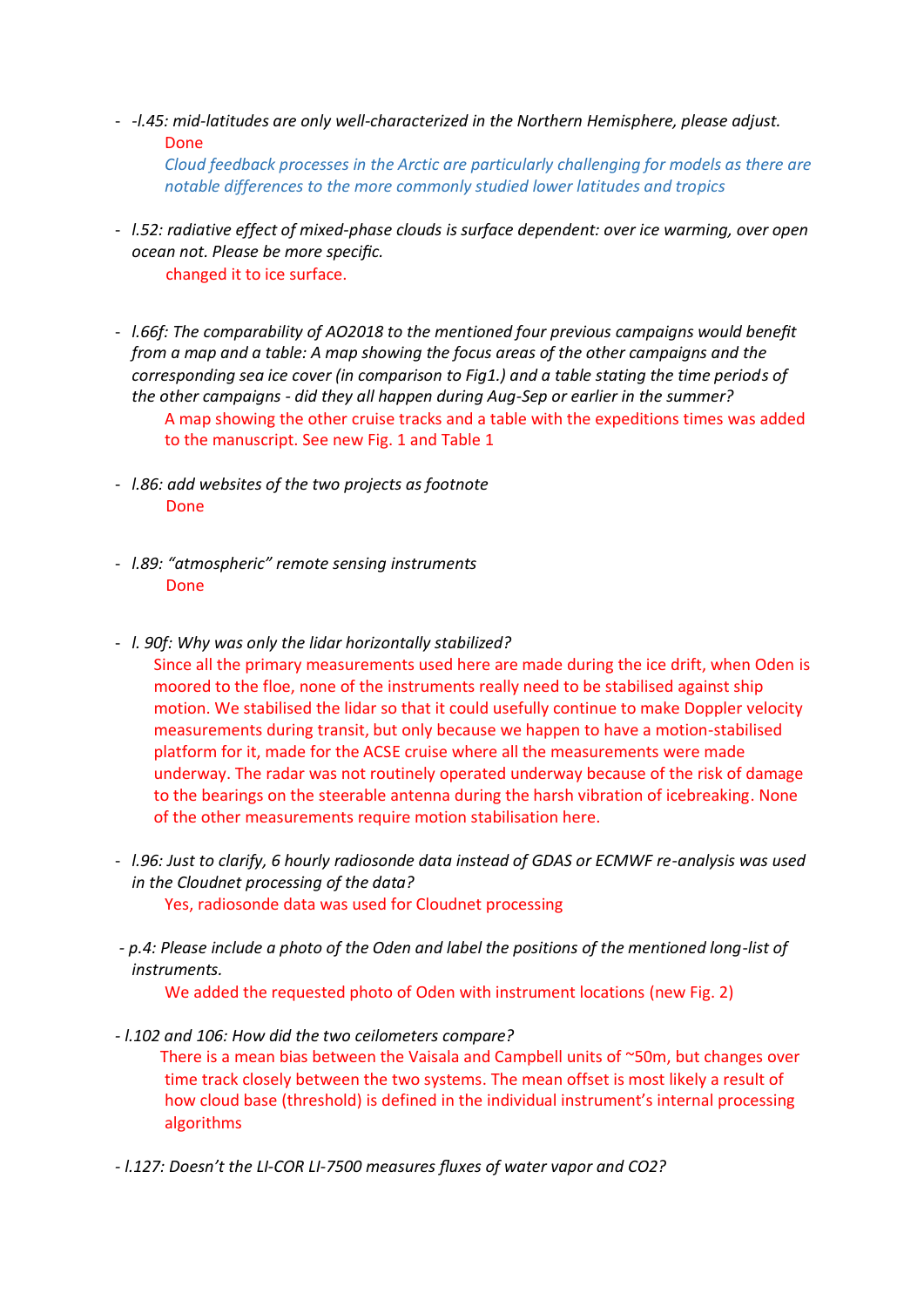- *-l.45: mid-latitudes are only well-characterized in the Northern Hemisphere, please adjust.*

  Done

  Cloud feedback processes in the Arctic are particularly challenging for models as there are notable differences to the more commonly studied lower latitudes and tropics

- *l.52: radiative effect of mixed-phase clouds is surface dependent: over ice warming, over open ocean not. Please be more specific.*

  changed it to ice surface.

- *l.66f: The comparability of AO2018 to the mentioned four previous campaigns would benefit from a map and a table: A map showing the focus areas of the other campaigns and the corresponding sea ice cover (in comparison to Fig1.) and a table stating the time periods of the other campaigns - did they all happen during Aug-Sep or earlier in the summer?*

  A map showing the other cruise tracks and a table with the expeditions times was added to the manuscript. See new Fig. 1 and Table 1

- *l.86: add websites of the two projects as footnote*

  Done

- *l.89: "atmospheric" remote sensing instruments*

  Done

- *l. 90f: Why was only the lidar horizontally stabilized?*

  Since all the primary measurements used here are made during the ice drift, when Oden is moored to the floe, none of the instruments really need to be stabilised against ship motion. We stabilised the lidar so that it could usefully continue to make Doppler velocity measurements during transit, but only because we happen to have a motion-stabilised platform for it, made for the ACSE cruise where all the measurements were made underway. The radar was not routinely operated underway because of the risk of damage to the bearings on the steerable antenna during the harsh vibration of icebreaking. None of the other measurements require motion stabilisation here.

- *l.96: Just to clarify, 6 hourly radiosonde data instead of GDAS or ECMWF re-analysis was used in the Cloudnet processing of the data?*

  Yes, radiosonde data was used for Cloudnet processing

- *p.4: Please include a photo of the Oden and label the positions of the mentioned long-list of instruments.*

  We added the requested photo of Oden with instrument locations (new Fig. 2)

- *l.102 and 106: How did the two ceilometers compare?*

  There is a mean bias between the Vaisala and Campbell units of ~50m, but changes over time track closely between the two systems. The mean offset is most likely a result of how cloud base (threshold) is defined in the individual instrument's internal processing algorithms

- *l.127: Doesn't the LI-COR LI-7500 measures fluxes of water vapor and CO2?*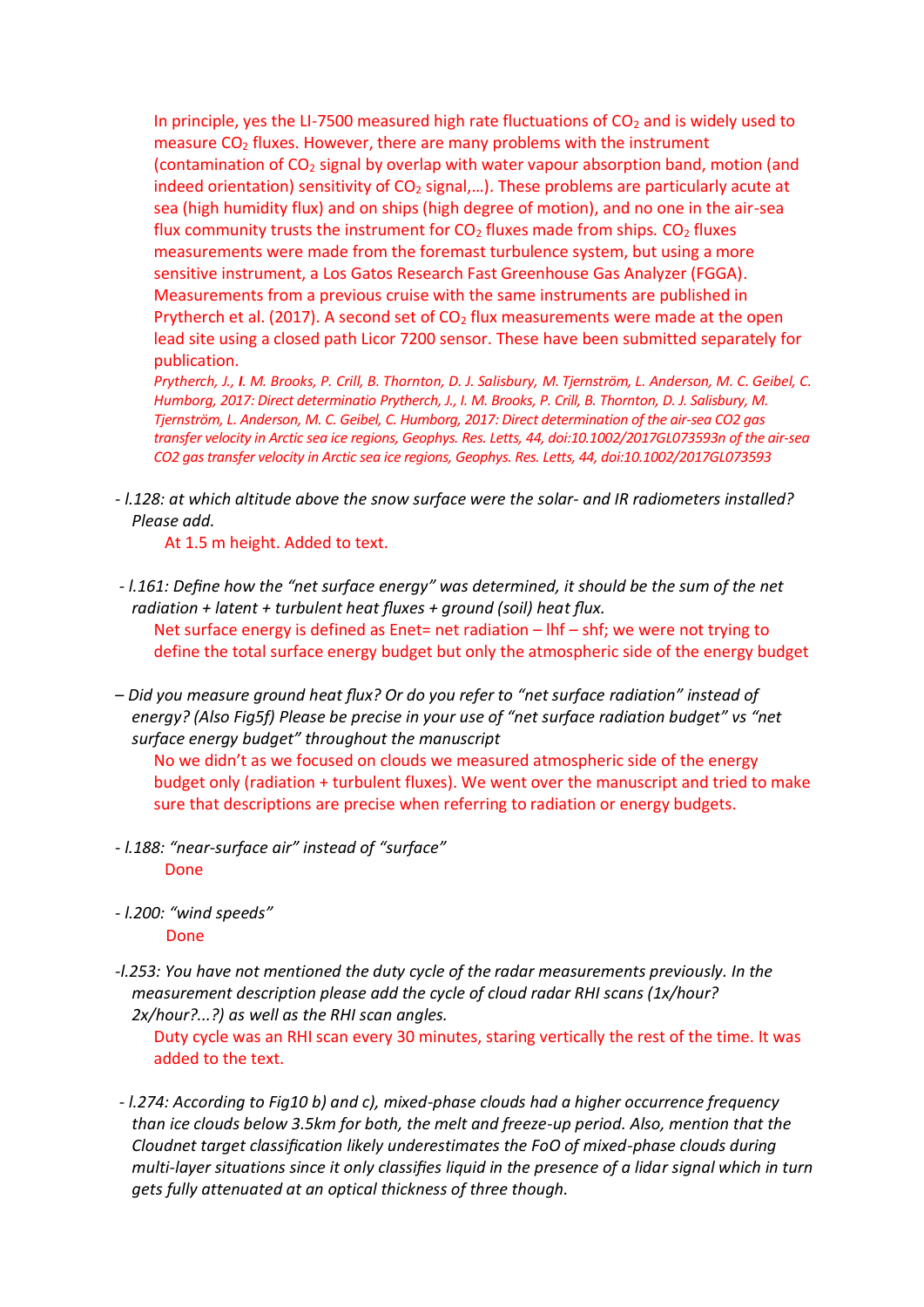In principle, yes the LI-7500 measured high rate fluctuations of $CO_2$ and is widely used to measure $CO_2$ fluxes. However, there are many problems with the instrument (contamination of $CO_2$ signal by overlap with water vapour absorption band, motion (and indeed orientation) sensitivity of $CO_2$ signal,…). These problems are particularly acute at sea (high humidity flux) and on ships (high degree of motion), and no one in the air-sea flux community trusts the instrument for $CO_2$ fluxes made from ships. $CO_2$ fluxes measurements were made from the foremast turbulence system, but using a more sensitive instrument, a Los Gatos Research Fast Greenhouse Gas Analyzer (FGGA). Measurements from a previous cruise with the same instruments are published in Prytherch et al. (2017). A second set of $CO_2$ flux measurements were made at the open lead site using a closed path Licor 7200 sensor. These have been submitted separately for publication.

*Prytherch, J., I. M. Brooks, P. Crill, B. Thornton, D. J. Salisbury, M. Tjernström, L. Anderson, M. C. Geibel, C. Humborg, 2017: Direct determinatio Prytherch, J., I. M. Brooks, P. Crill, B. Thornton, D. J. Salisbury, M. Tjernström, L. Anderson, M. C. Geibel, C. Humborg, 2017: Direct determination of the air-sea CO2 gas transfer velocity in Arctic sea ice regions, Geophys. Res. Letts, 44, doi:10.1002/2017GL073593n of the air-sea CO2 gas transfer velocity in Arctic sea ice regions, Geophys. Res. Letts, 44, doi:10.1002/2017GL073593*

- *l.128: at which altitude above the snow surface were the solar- and IR radiometers installed? Please add.*

  At 1.5 m height. Added to text.

- *l.161: Define how the "net surface energy" was determined, it should be the sum of the net radiation + latent + turbulent heat fluxes + ground (soil) heat flux.*

  Net surface energy is defined as Enet= net radiation – lhf – shf; we were not trying to define the total surface energy budget but only the atmospheric side of the energy budget

– *Did you measure ground heat flux? Or do you refer to "net surface radiation" instead of energy? (Also Fig5f) Please be precise in your use of "net surface radiation budget" vs "net surface energy budget" throughout the manuscript*

  No we didn't as we focused on clouds we measured atmospheric side of the energy budget only (radiation + turbulent fluxes). We went over the manuscript and tried to make sure that descriptions are precise when referring to radiation or energy budgets.

- *l.188: "near-surface air" instead of "surface"*

  Done

- *l.200: "wind speeds"*

  Done

- *l.253: You have not mentioned the duty cycle of the radar measurements previously. In the measurement description please add the cycle of cloud radar RHI scans (1x/hour? 2x/hour?...?) as well as the RHI scan angles.*

  Duty cycle was an RHI scan every 30 minutes, staring vertically the rest of the time. It was added to the text.

- *l.274: According to Fig10 b) and c), mixed-phase clouds had a higher occurrence frequency than ice clouds below 3.5km for both, the melt and freeze-up period. Also, mention that the Cloudnet target classification likely underestimates the FoO of mixed-phase clouds during multi-layer situations since it only classifies liquid in the presence of a lidar signal which in turn gets fully attenuated at an optical thickness of three though.*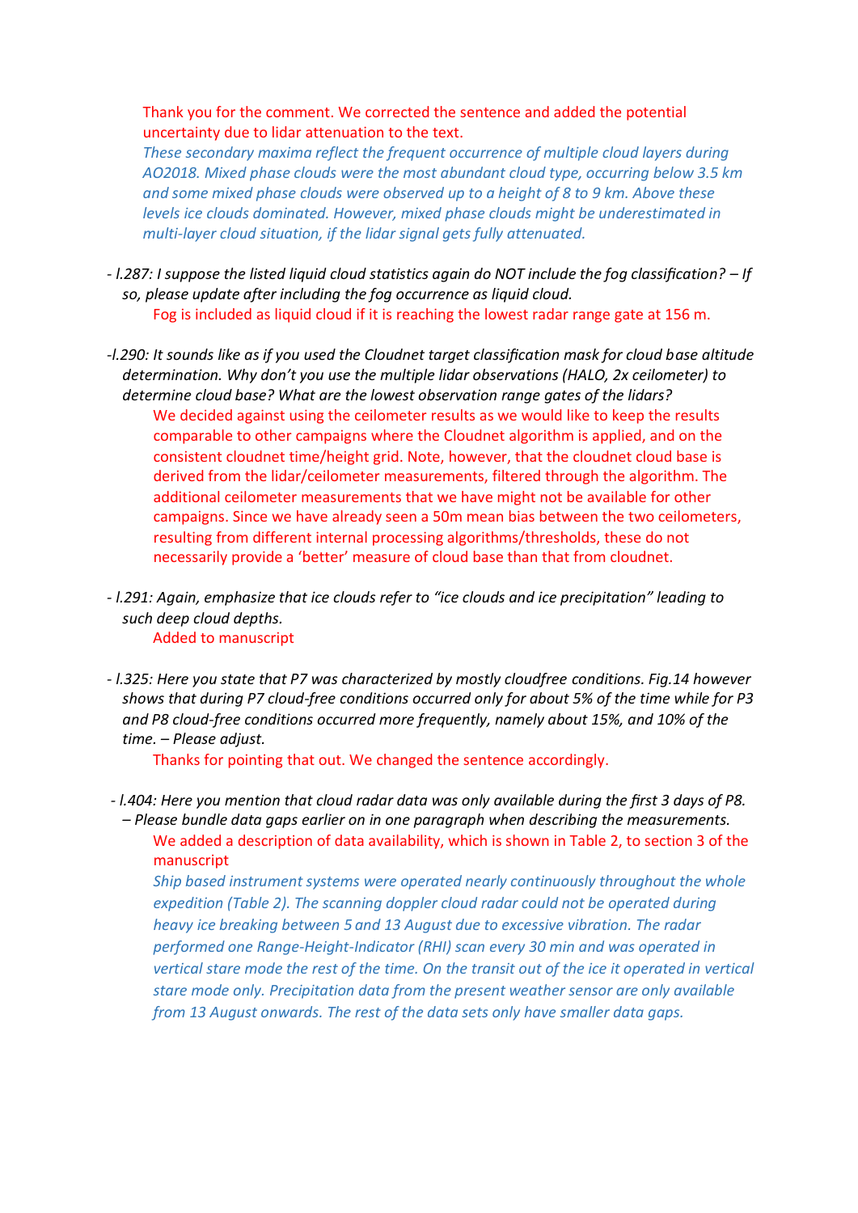Thank you for the comment. We corrected the sentence and added the potential uncertainty due to lidar attenuation to the text.

*These secondary maxima reflect the frequent occurrence of multiple cloud layers during AO2018. Mixed phase clouds were the most abundant cloud type, occurring below 3.5 km and some mixed phase clouds were observed up to a height of 8 to 9 km. Above these levels ice clouds dominated. However, mixed phase clouds might be underestimated in multi-layer cloud situation, if the lidar signal gets fully attenuated.*

- *l.287: I suppose the listed liquid cloud statistics again do NOT include the fog classification? – If so, please update after including the fog occurrence as liquid cloud.*

  Fog is included as liquid cloud if it is reaching the lowest radar range gate at 156 m.

- *l.290: It sounds like as if you used the Cloudnet target classification mask for cloud base altitude determination. Why don't you use the multiple lidar observations (HALO, 2x ceilometer) to determine cloud base? What are the lowest observation range gates of the lidars?*

  We decided against using the ceilometer results as we would like to keep the results comparable to other campaigns where the Cloudnet algorithm is applied, and on the consistent cloudnet time/height grid. Note, however, that the cloudnet cloud base is derived from the lidar/ceilometer measurements, filtered through the algorithm. The additional ceilometer measurements that we have might not be available for other campaigns. Since we have already seen a 50m mean bias between the two ceilometers, resulting from different internal processing algorithms/thresholds, these do not necessarily provide a 'better' measure of cloud base than that from cloudnet.

- *l.291: Again, emphasize that ice clouds refer to "ice clouds and ice precipitation" leading to such deep cloud depths.*

  Added to manuscript

- *l.325: Here you state that P7 was characterized by mostly cloudfree conditions. Fig.14 however shows that during P7 cloud-free conditions occurred only for about 5% of the time while for P3 and P8 cloud-free conditions occurred more frequently, namely about 15%, and 10% of the time. – Please adjust.*

  Thanks for pointing that out. We changed the sentence accordingly.

- *l.404: Here you mention that cloud radar data was only available during the first 3 days of P8. – Please bundle data gaps earlier on in one paragraph when describing the measurements.*

  We added a description of data availability, which is shown in Table 2, to section 3 of the manuscript

  *Ship based instrument systems were operated nearly continuously throughout the whole expedition (Table 2). The scanning doppler cloud radar could not be operated during heavy ice breaking between 5 and 13 August due to excessive vibration. The radar performed one Range-Height-Indicator (RHI) scan every 30 min and was operated in vertical stare mode the rest of the time. On the transit out of the ice it operated in vertical stare mode only. Precipitation data from the present weather sensor are only available from 13 August onwards. The rest of the data sets only have smaller data gaps.*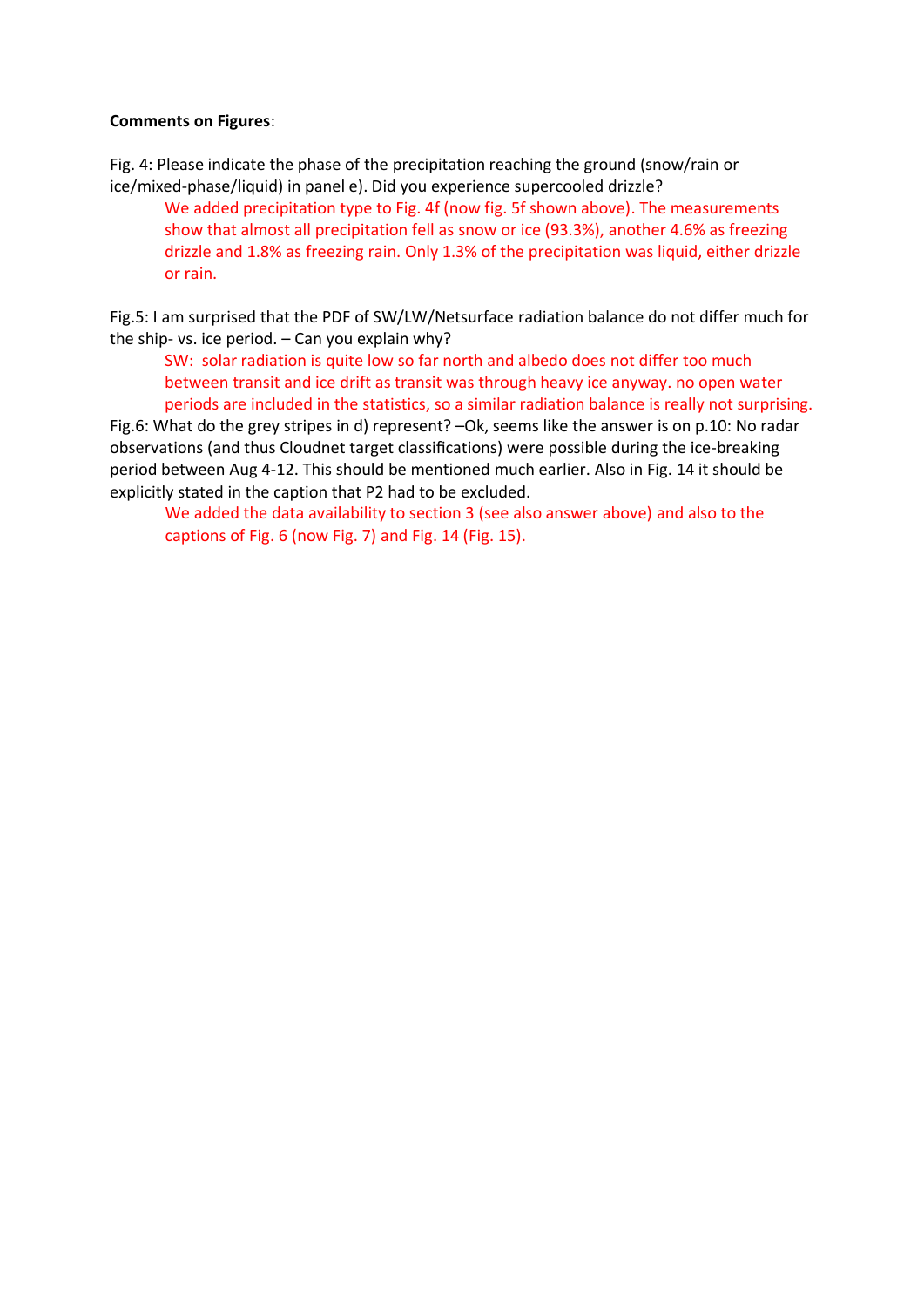**Comments on Figures**:

Fig. 4: Please indicate the phase of the precipitation reaching the ground (snow/rain or ice/mixed-phase/liquid) in panel e). Did you experience supercooled drizzle?

> We added precipitation type to Fig. 4f (now fig. 5f shown above). The measurements show that almost all precipitation fell as snow or ice (93.3%), another 4.6% as freezing drizzle and 1.8% as freezing rain. Only 1.3% of the precipitation was liquid, either drizzle or rain.

Fig.5: I am surprised that the PDF of SW/LW/Netsurface radiation balance do not differ much for the ship- vs. ice period. – Can you explain why?

> SW: solar radiation is quite low so far north and albedo does not differ too much between transit and ice drift as transit was through heavy ice anyway. no open water periods are included in the statistics, so a similar radiation balance is really not surprising.

Fig.6: What do the grey stripes in d) represent? –Ok, seems like the answer is on p.10: No radar observations (and thus Cloudnet target classifications) were possible during the ice-breaking period between Aug 4-12. This should be mentioned much earlier. Also in Fig. 14 it should be explicitly stated in the caption that P2 had to be excluded.

> We added the data availability to section 3 (see also answer above) and also to the captions of Fig. 6 (now Fig. 7) and Fig. 14 (Fig. 15).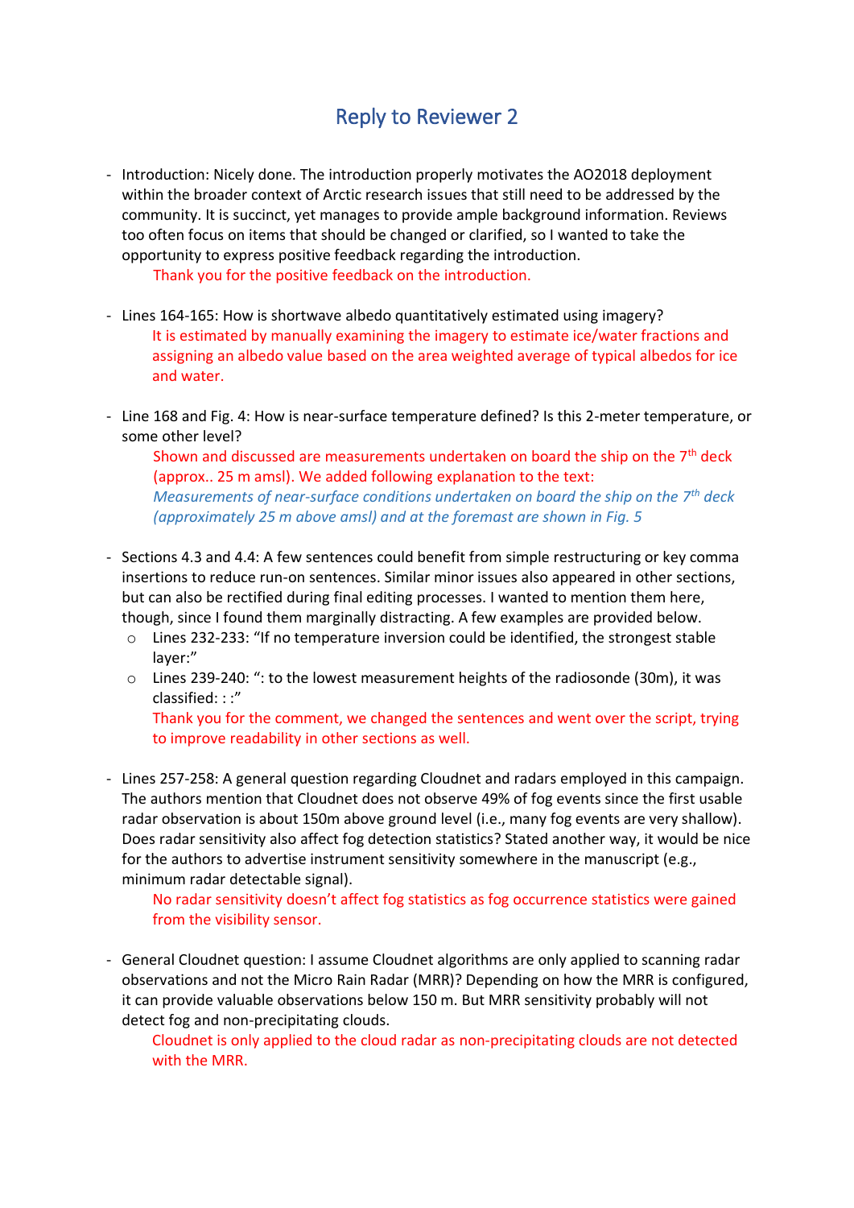# Reply to Reviewer 2

- Introduction: Nicely done. The introduction properly motivates the AO2018 deployment within the broader context of Arctic research issues that still need to be addressed by the community. It is succinct, yet manages to provide ample background information. Reviews too often focus on items that should be changed or clarified, so I wanted to take the opportunity to express positive feedback regarding the introduction.

  Thank you for the positive feedback on the introduction.

- Lines 164-165: How is shortwave albedo quantitatively estimated using imagery?

  It is estimated by manually examining the imagery to estimate ice/water fractions and assigning an albedo value based on the area weighted average of typical albedos for ice and water.

- Line 168 and Fig. 4: How is near-surface temperature defined? Is this 2-meter temperature, or some other level?

  Shown and discussed are measurements undertaken on board the ship on the 7th deck (approx.. 25 m amsl). We added following explanation to the text:

  *Measurements of near-surface conditions undertaken on board the ship on the 7th deck (approximately 25 m above amsl) and at the foremast are shown in Fig. 5*

- Sections 4.3 and 4.4: A few sentences could benefit from simple restructuring or key comma insertions to reduce run-on sentences. Similar minor issues also appeared in other sections, but can also be rectified during final editing processes. I wanted to mention them here, though, since I found them marginally distracting. A few examples are provided below.
  - Lines 232-233: "If no temperature inversion could be identified, the strongest stable layer:"
  - Lines 239-240: ": to the lowest measurement heights of the radiosonde (30m), it was classified: : :"

  Thank you for the comment, we changed the sentences and went over the script, trying to improve readability in other sections as well.

- Lines 257-258: A general question regarding Cloudnet and radars employed in this campaign. The authors mention that Cloudnet does not observe 49% of fog events since the first usable radar observation is about 150m above ground level (i.e., many fog events are very shallow). Does radar sensitivity also affect fog detection statistics? Stated another way, it would be nice for the authors to advertise instrument sensitivity somewhere in the manuscript (e.g., minimum radar detectable signal).

  No radar sensitivity doesn't affect fog statistics as fog occurrence statistics were gained from the visibility sensor.

- General Cloudnet question: I assume Cloudnet algorithms are only applied to scanning radar observations and not the Micro Rain Radar (MRR)? Depending on how the MRR is configured, it can provide valuable observations below 150 m. But MRR sensitivity probably will not detect fog and non-precipitating clouds.

  Cloudnet is only applied to the cloud radar as non-precipitating clouds are not detected with the MRR.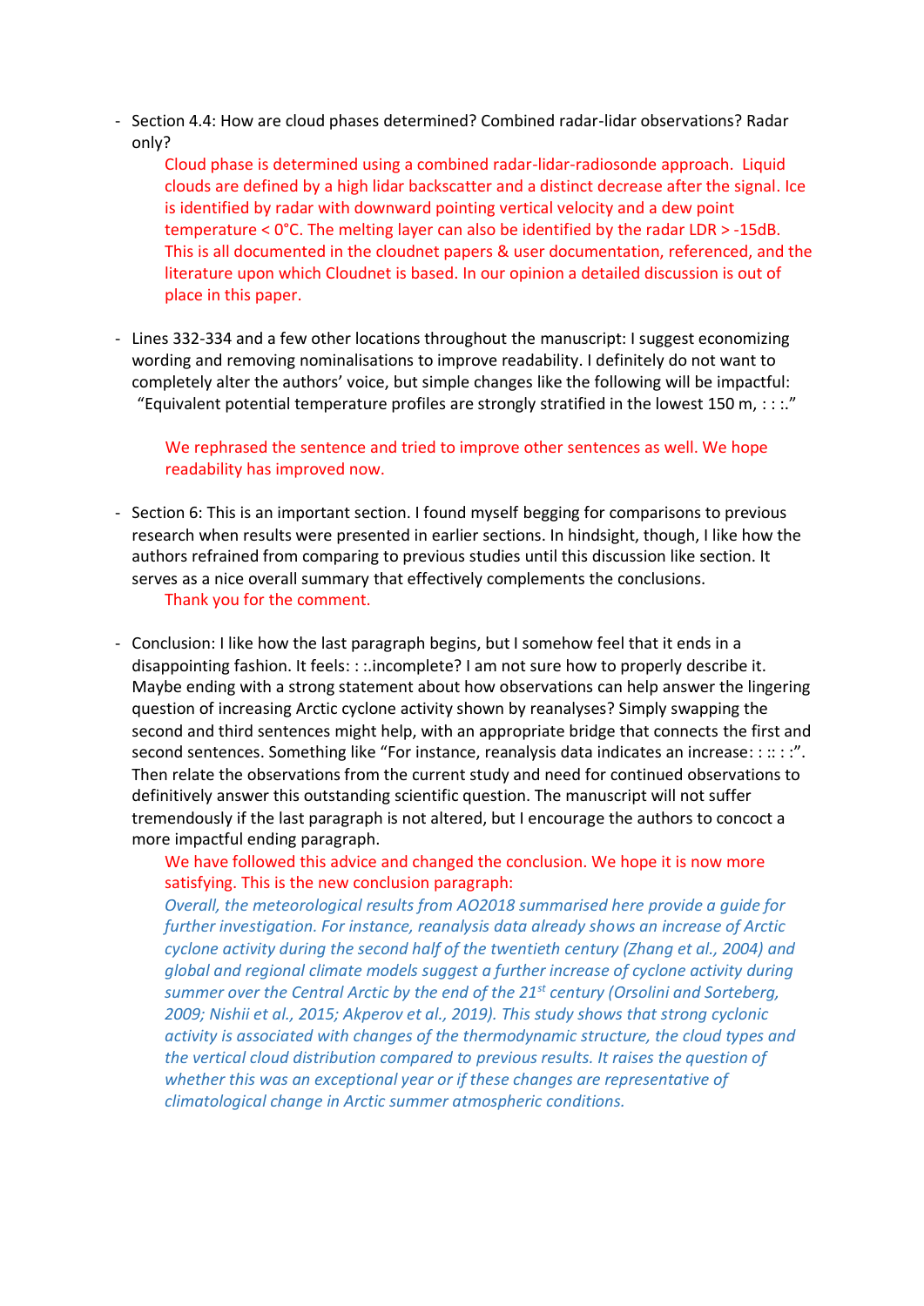- Section 4.4: How are cloud phases determined? Combined radar-lidar observations? Radar only?

  Cloud phase is determined using a combined radar-lidar-radiosonde approach. Liquid clouds are defined by a high lidar backscatter and a distinct decrease after the signal. Ice is identified by radar with downward pointing vertical velocity and a dew point temperature < 0°C. The melting layer can also be identified by the radar LDR > -15dB. This is all documented in the cloudnet papers & user documentation, referenced, and the literature upon which Cloudnet is based. In our opinion a detailed discussion is out of place in this paper.

- Lines 332-334 and a few other locations throughout the manuscript: I suggest economizing wording and removing nominalisations to improve readability. I definitely do not want to completely alter the authors' voice, but simple changes like the following will be impactful: "Equivalent potential temperature profiles are strongly stratified in the lowest 150 m, : : :."

  We rephrased the sentence and tried to improve other sentences as well. We hope readability has improved now.

- Section 6: This is an important section. I found myself begging for comparisons to previous research when results were presented in earlier sections. In hindsight, though, I like how the authors refrained from comparing to previous studies until this discussion like section. It serves as a nice overall summary that effectively complements the conclusions.

  Thank you for the comment.

- Conclusion: I like how the last paragraph begins, but I somehow feel that it ends in a disappointing fashion. It feels: : :.incomplete? I am not sure how to properly describe it. Maybe ending with a strong statement about how observations can help answer the lingering question of increasing Arctic cyclone activity shown by reanalyses? Simply swapping the second and third sentences might help, with an appropriate bridge that connects the first and second sentences. Something like "For instance, reanalysis data indicates an increase: : :: : :". Then relate the observations from the current study and need for continued observations to definitively answer this outstanding scientific question. The manuscript will not suffer tremendously if the last paragraph is not altered, but I encourage the authors to concoct a more impactful ending paragraph.

  We have followed this advice and changed the conclusion. We hope it is now more satisfying. This is the new conclusion paragraph:

  *Overall, the meteorological results from AO2018 summarised here provide a guide for further investigation. For instance, reanalysis data already shows an increase of Arctic cyclone activity during the second half of the twentieth century (Zhang et al., 2004) and global and regional climate models suggest a further increase of cyclone activity during summer over the Central Arctic by the end of the 21st century (Orsolini and Sorteberg, 2009; Nishii et al., 2015; Akperov et al., 2019). This study shows that strong cyclonic activity is associated with changes of the thermodynamic structure, the cloud types and the vertical cloud distribution compared to previous results. It raises the question of whether this was an exceptional year or if these changes are representative of climatological change in Arctic summer atmospheric conditions.*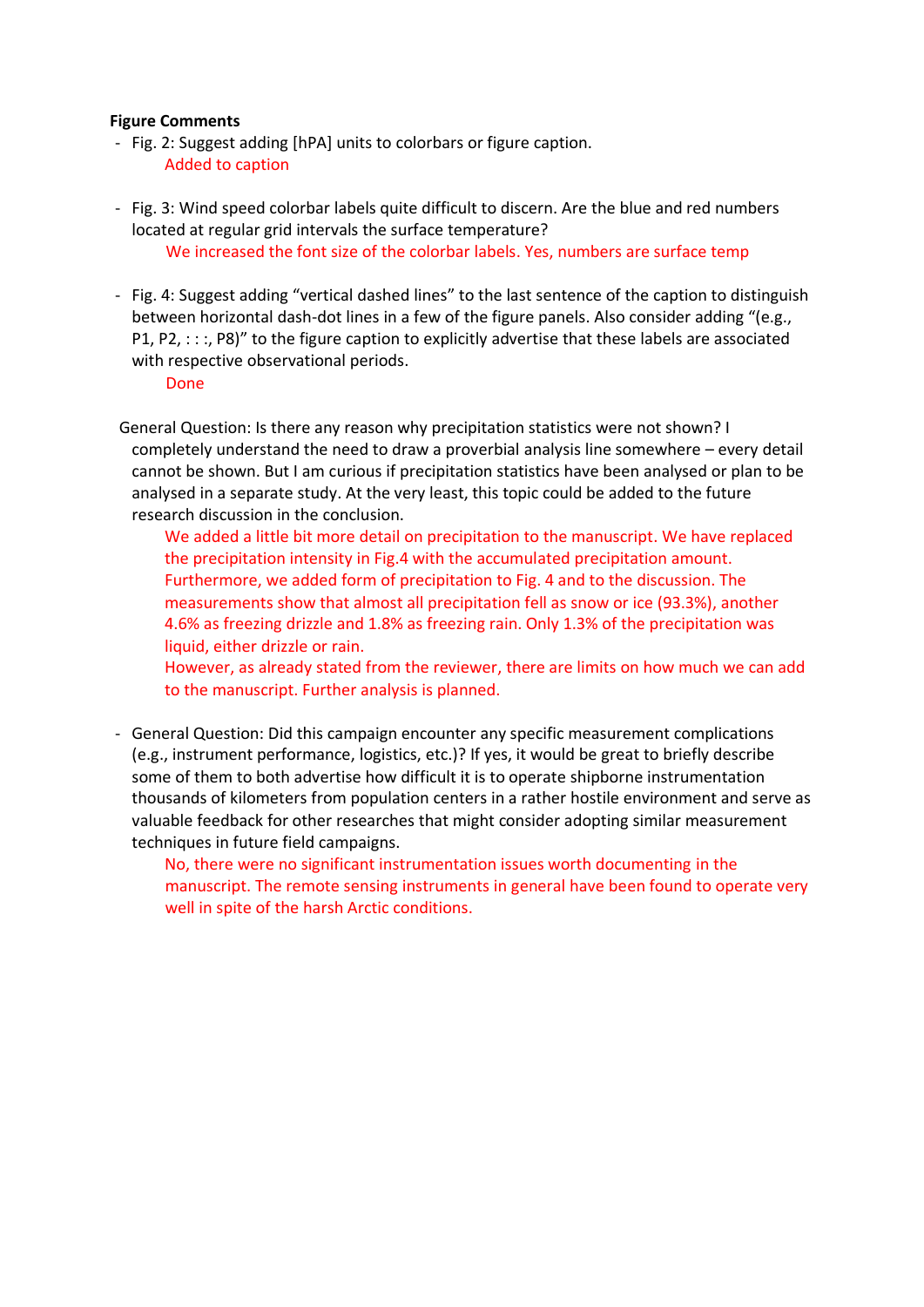**Figure Comments**

- Fig. 2: Suggest adding [hPA] units to colorbars or figure caption.

  Added to caption

- Fig. 3: Wind speed colorbar labels quite difficult to discern. Are the blue and red numbers located at regular grid intervals the surface temperature?

  We increased the font size of the colorbar labels. Yes, numbers are surface temp

- Fig. 4: Suggest adding "vertical dashed lines" to the last sentence of the caption to distinguish between horizontal dash-dot lines in a few of the figure panels. Also consider adding "(e.g., P1, P2, : : :, P8)" to the figure caption to explicitly advertise that these labels are associated with respective observational periods.

  Done

General Question: Is there any reason why precipitation statistics were not shown? I completely understand the need to draw a proverbial analysis line somewhere – every detail cannot be shown. But I am curious if precipitation statistics have been analysed or plan to be analysed in a separate study. At the very least, this topic could be added to the future research discussion in the conclusion.

  We added a little bit more detail on precipitation to the manuscript. We have replaced the precipitation intensity in Fig.4 with the accumulated precipitation amount. Furthermore, we added form of precipitation to Fig. 4 and to the discussion. The measurements show that almost all precipitation fell as snow or ice (93.3%), another 4.6% as freezing drizzle and 1.8% as freezing rain. Only 1.3% of the precipitation was liquid, either drizzle or rain.

  However, as already stated from the reviewer, there are limits on how much we can add to the manuscript. Further analysis is planned.

- General Question: Did this campaign encounter any specific measurement complications (e.g., instrument performance, logistics, etc.)? If yes, it would be great to briefly describe some of them to both advertise how difficult it is to operate shipborne instrumentation thousands of kilometers from population centers in a rather hostile environment and serve as valuable feedback for other researches that might consider adopting similar measurement techniques in future field campaigns.

  No, there were no significant instrumentation issues worth documenting in the manuscript. The remote sensing instruments in general have been found to operate very well in spite of the harsh Arctic conditions.